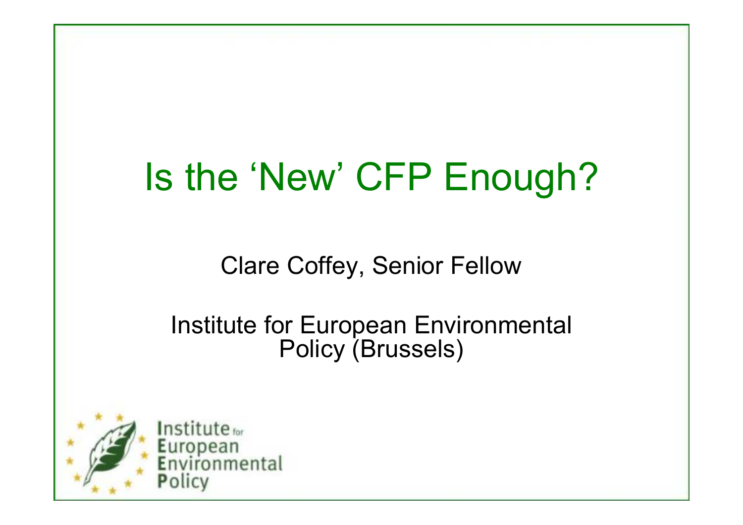# Is the 'New' CFP Enough?

Clare Coffey, Senior Fellow

Institute for European Environmental Policy (Brussels)

Institute for European Environmental Policy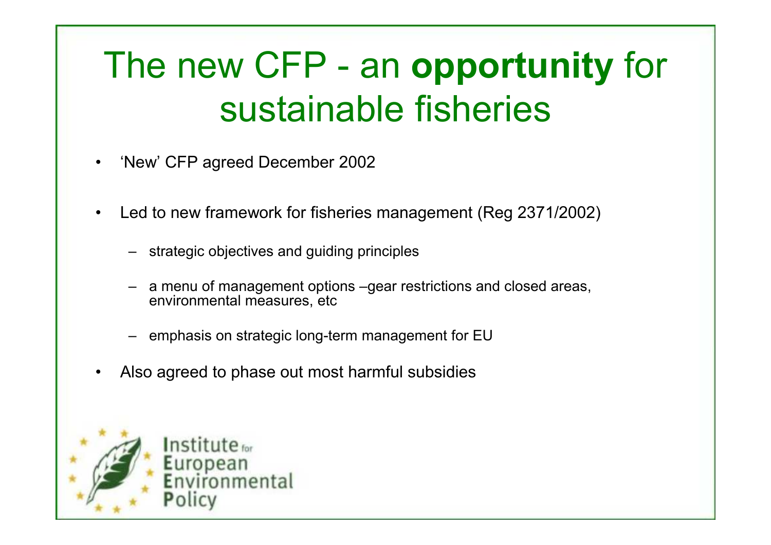# The new CFP - an **opportunity** for sustainable fisheries

- 'New' CFP agreed December 2002
- Led to new framework for fisheries management (Reg 2371/2002)
  - strategic objectives and guiding principles
  - a menu of management options –gear restrictions and closed areas, environmental measures, etc
  - emphasis on strategic long-term management for EU
- Also agreed to phase out most harmful subsidies

Institute for European Environmental Policy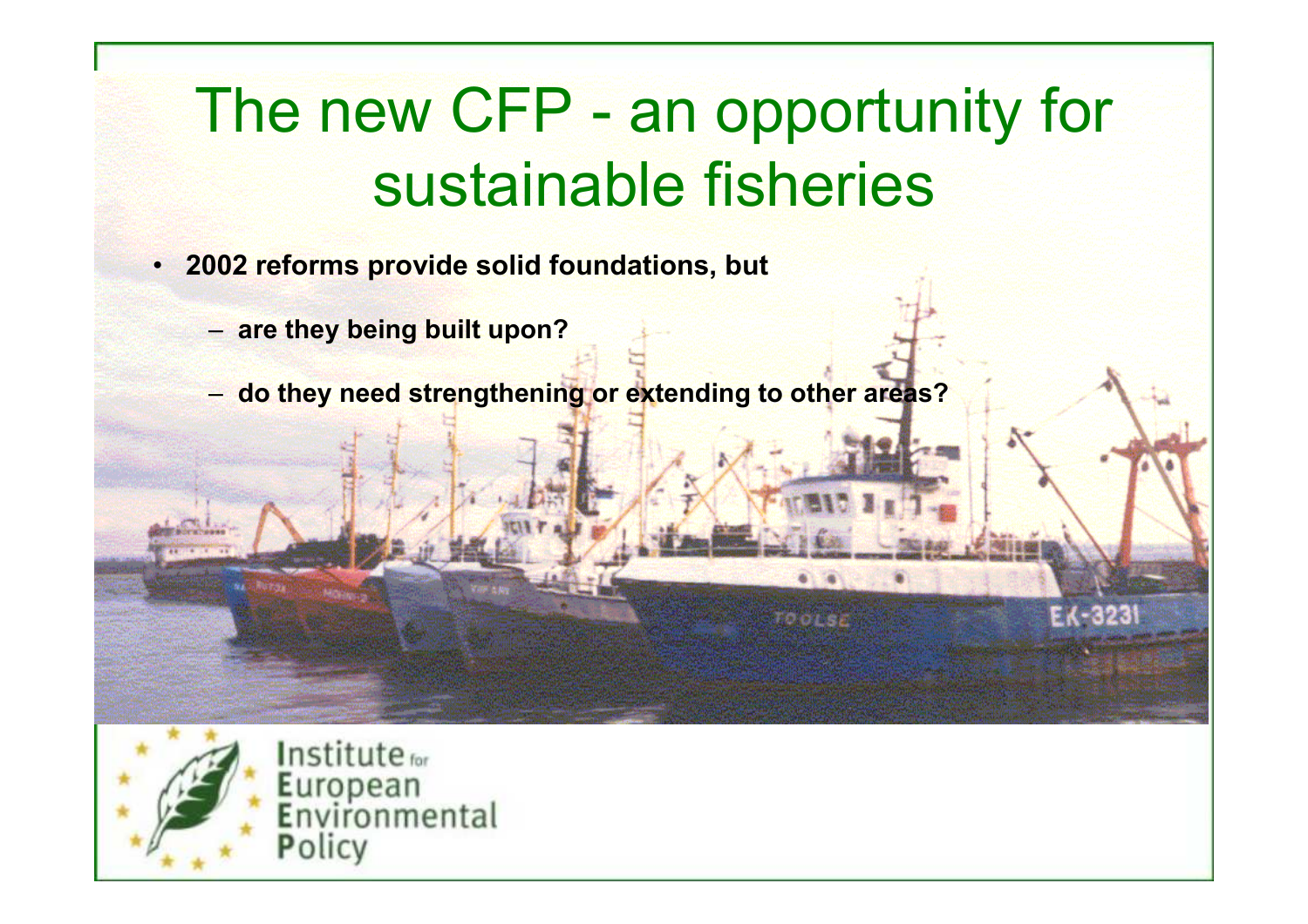# The new CFP - an opportunity for sustainable fisheries

- **2002 reforms provide solid foundations, but**
  - **are they being built upon?**
  - **do they need strengthening or extending to other areas?**

Institute for European Environmental Policy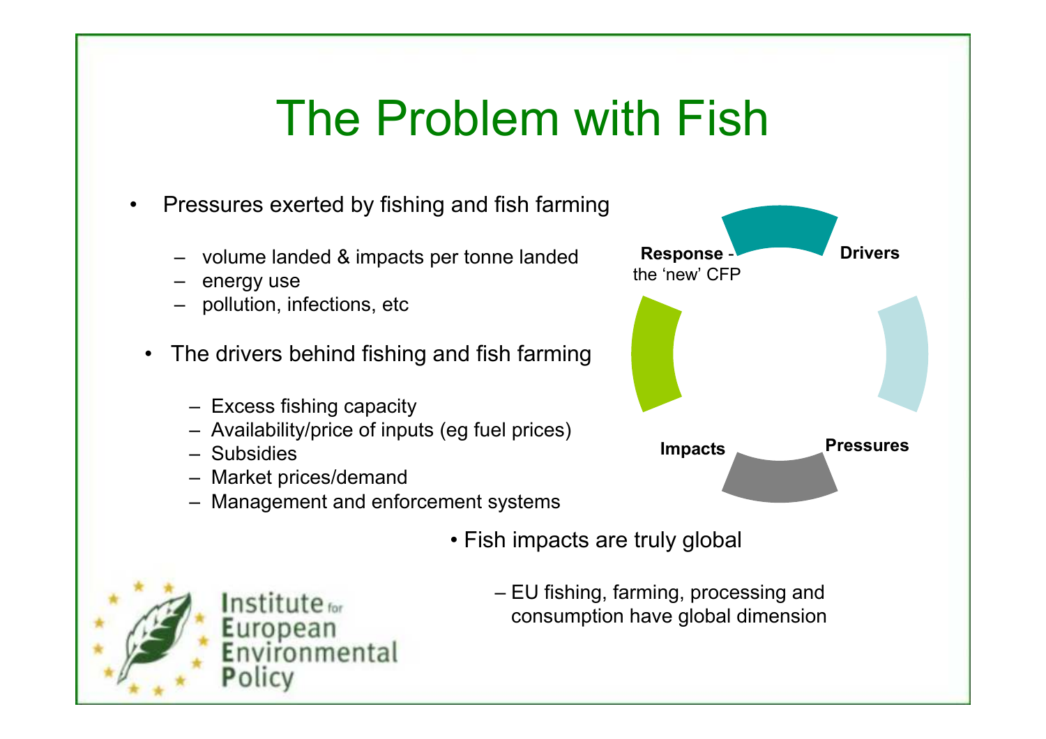# The Problem with Fish

- Pressures exerted by fishing and fish farming
  - volume landed & impacts per tonne landed
  - energy use
  - pollution, infections, etc
- The drivers behind fishing and fish farming
  - Excess fishing capacity
  - Availability/price of inputs (eg fuel prices)
  - Subsidies
  - Market prices/demand
  - Management and enforcement systems

**Response** - the 'new' CFP

**Drivers**

**Pressures**

**Impacts**

- Fish impacts are truly global
  - EU fishing, farming, processing and consumption have global dimension

Institute for European Environmental Policy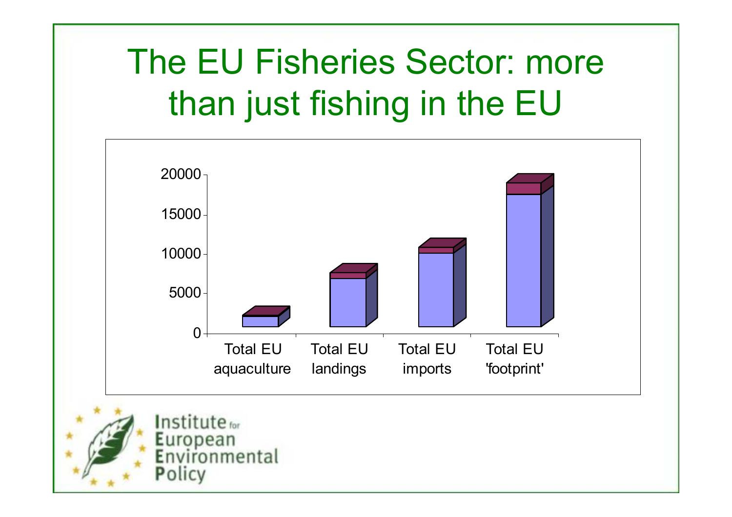# The EU Fisheries Sector: more than just fishing in the EU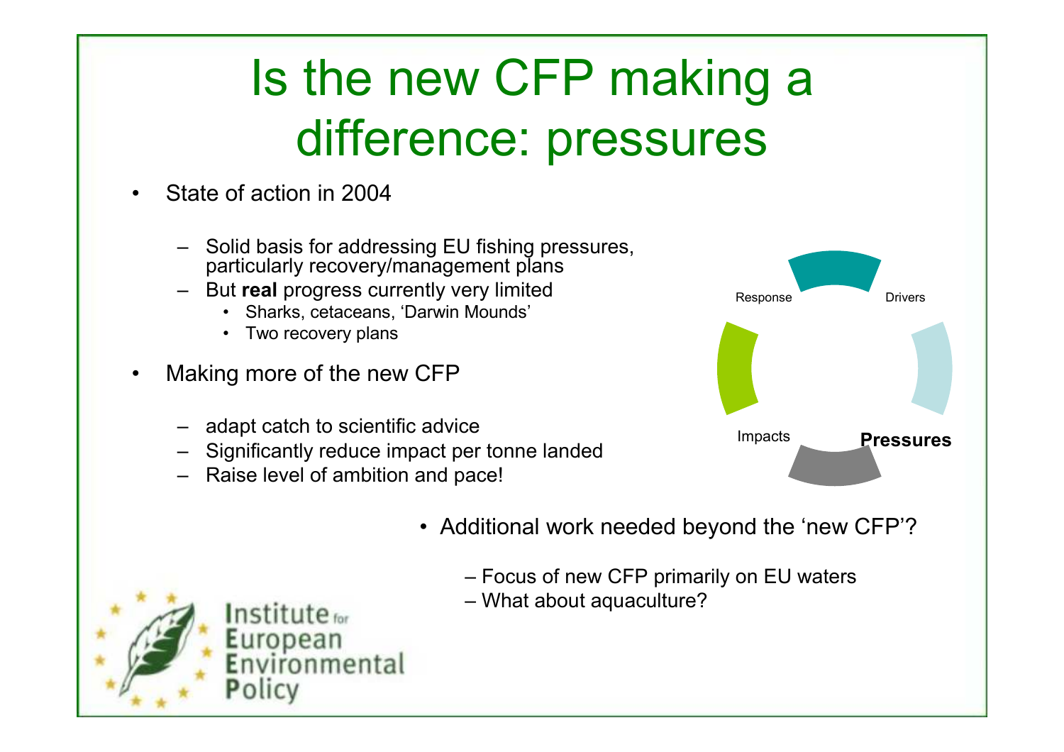# Is the new CFP making a difference: pressures

- State of action in 2004
  - Solid basis for addressing EU fishing pressures, particularly recovery/management plans
  - But **real** progress currently very limited
    - Sharks, cetaceans, 'Darwin Mounds'
    - Two recovery plans
- Making more of the new CFP
  - adapt catch to scientific advice
  - Significantly reduce impact per tonne landed
  - Raise level of ambition and pace!

Response | Drivers | **Pressures** | Impacts

- Additional work needed beyond the 'new CFP'?
  - Focus of new CFP primarily on EU waters
  - What about aquaculture?

Institute for European Environmental Policy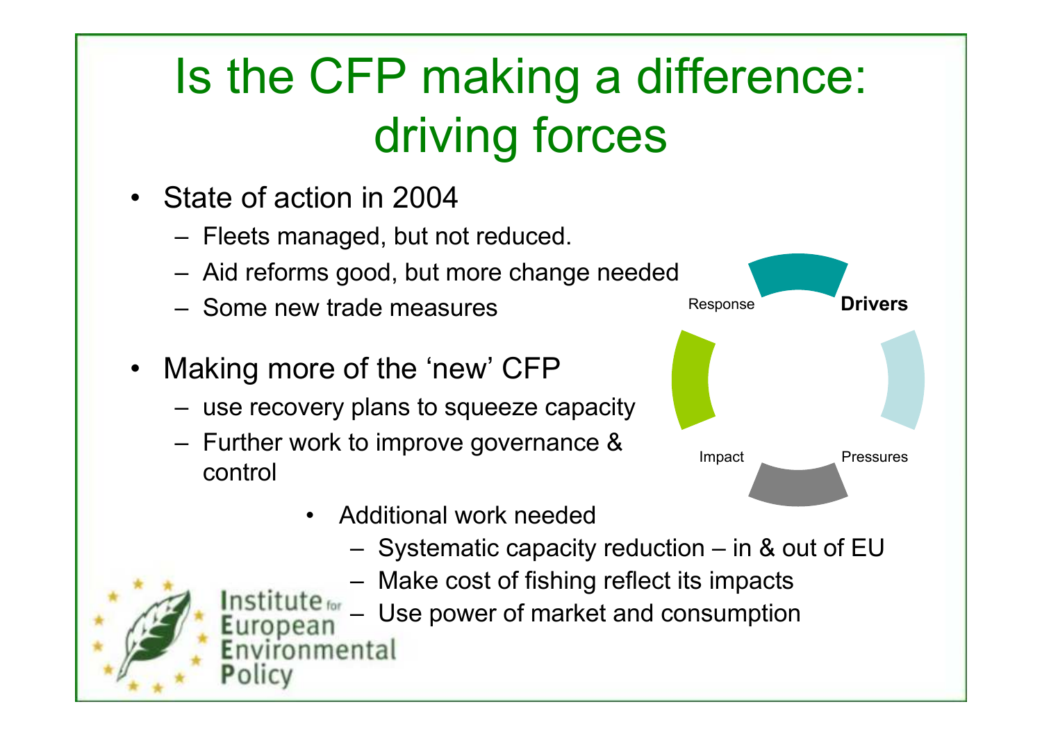# Is the CFP making a difference: driving forces

- State of action in 2004
  - Fleets managed, but not reduced.
  - Aid reforms good, but more change needed
  - Some new trade measures
- Making more of the 'new' CFP
  - use recovery plans to squeeze capacity
  - Further work to improve governance & control

Response **Drivers**

Impact Pressures

- Additional work needed
  - Systematic capacity reduction – in & out of EU
  - Make cost of fishing reflect its impacts
  - Use power of market and consumption

Institute for European Environmental Policy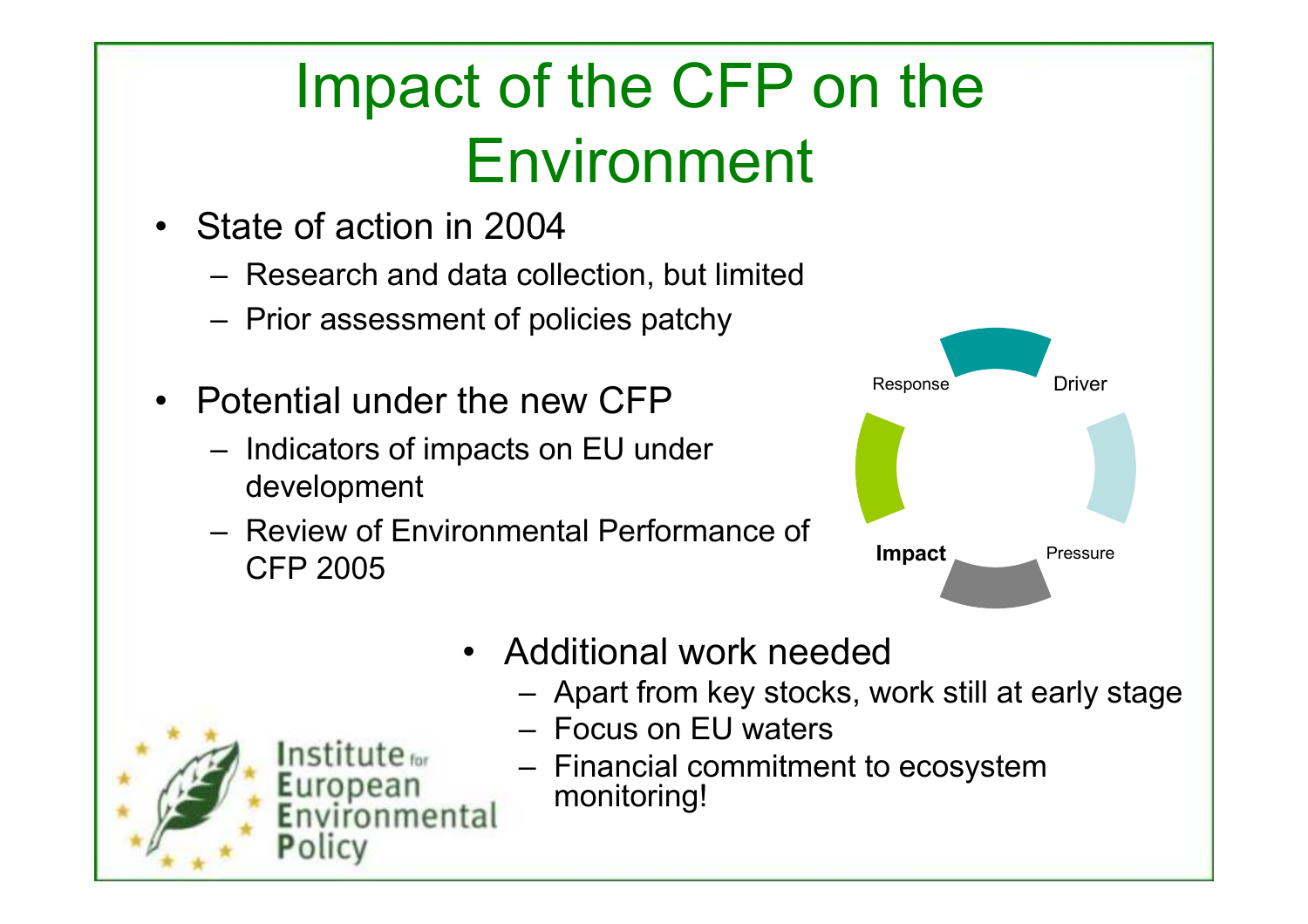# Impact of the CFP on the Environment

- State of action in 2004
  - Research and data collection, but limited
  - Prior assessment of policies patchy
- Potential under the new CFP
  - Indicators of impacts on EU under development
  - Review of Environmental Performance of CFP 2005

Response Driver

**Impact** Pressure

- Additional work needed
  - Apart from key stocks, work still at early stage
  - Focus on EU waters
  - Financial commitment to ecosystem monitoring!

Institute for European Environmental Policy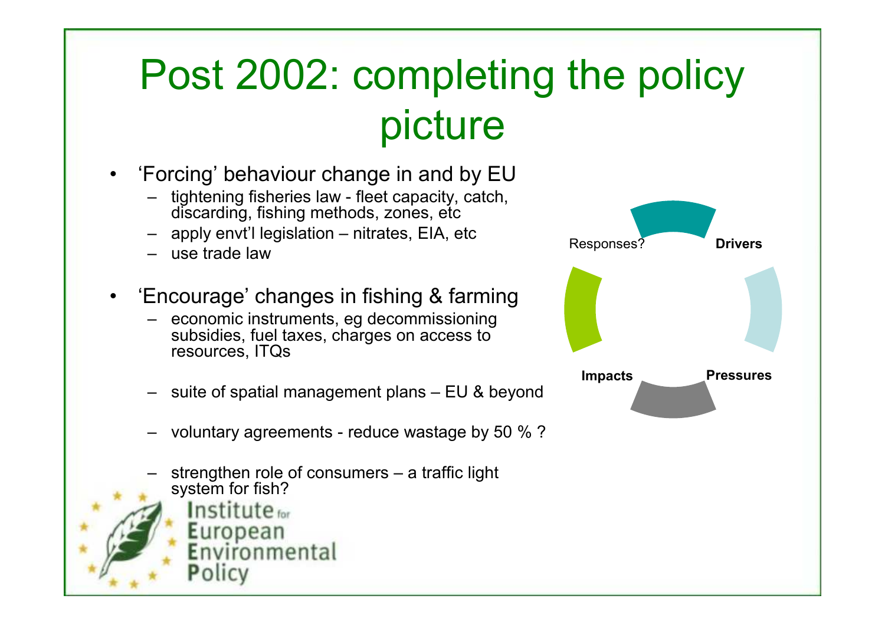# Post 2002: completing the policy picture

- 'Forcing' behaviour change in and by EU
  - tightening fisheries law - fleet capacity, catch, discarding, fishing methods, zones, etc
  - apply envt'l legislation – nitrates, EIA, etc
  - use trade law
- 'Encourage' changes in fishing & farming
  - economic instruments, eg decommissioning subsidies, fuel taxes, charges on access to resources, ITQs
  - suite of spatial management plans – EU & beyond
  - voluntary agreements - reduce wastage by 50 % ?
  - strengthen role of consumers – a traffic light system for fish?

Responses?

**Drivers**

**Pressures**

**Impacts**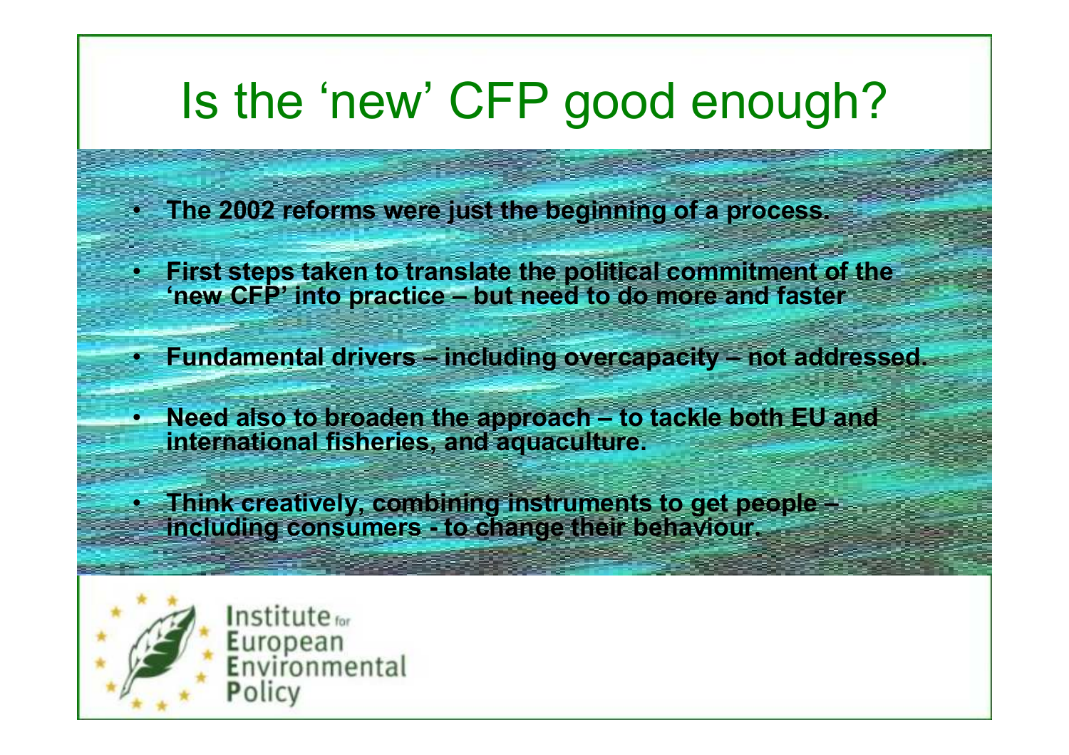# Is the 'new' CFP good enough?

- **The 2002 reforms were just the beginning of a process.**
- **First steps taken to translate the political commitment of the 'new CFP' into practice – but need to do more and faster**
- **Fundamental drivers – including overcapacity – not addressed.**
- **Need also to broaden the approach – to tackle both EU and international fisheries, and aquaculture.**
- **Think creatively, combining instruments to get people – including consumers - to change their behaviour.**

Institute for European Environmental Policy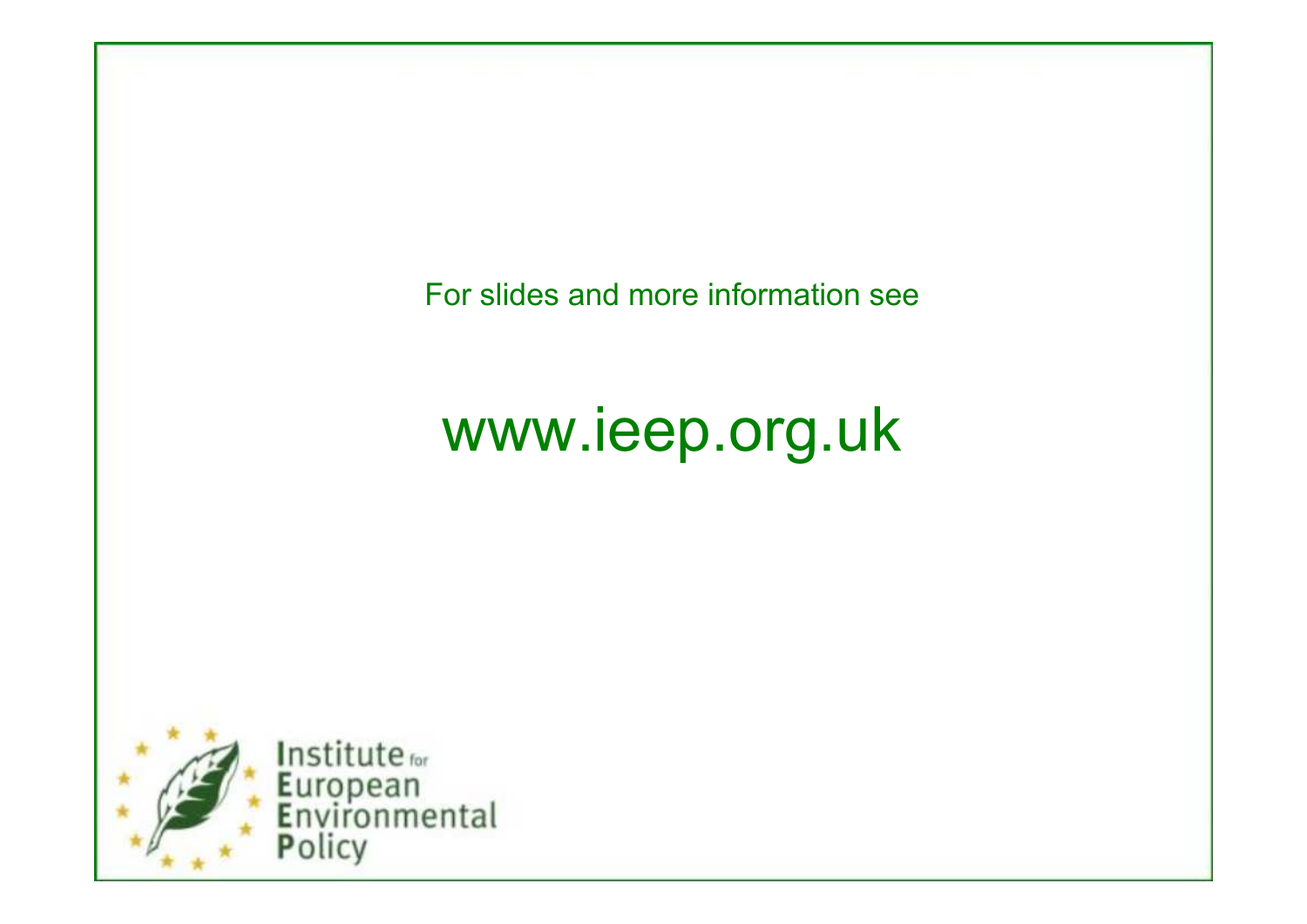For slides and more information see

www.ieep.org.uk

Institute for European Environmental Policy